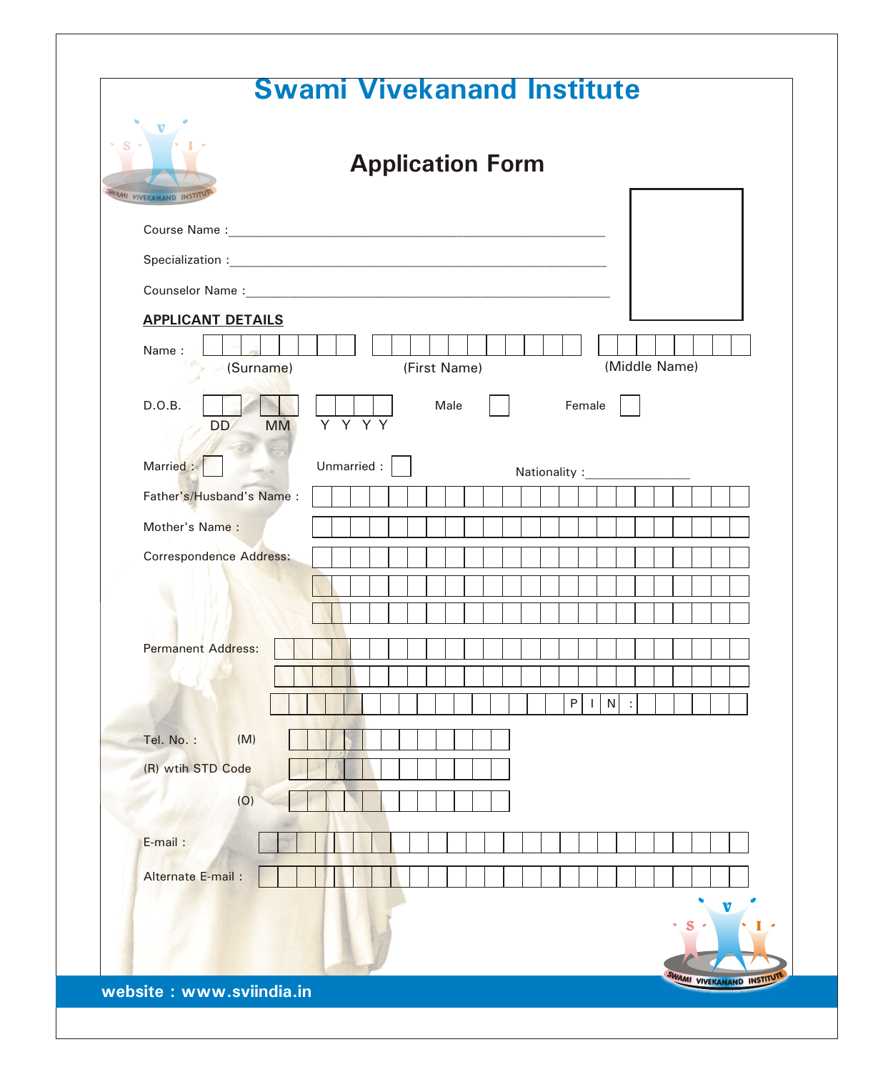# Swami Vivekanand Institute

## Application Form

Course Name : ____________________________________________________

Specialization : ____________________________________________________

Counselor Name : ____________________________________________________

**APPLICANT DETAILS**

Name : ☐☐☐☐☐☐☐☐ ☐☐☐☐☐☐☐☐☐☐☐ ☐☐☐☐☐☐☐☐

(Surname) (First Name) (Middle Name)

D.O.B. ☐☐ ☐☐ ☐☐☐☐ Male ☐ Female ☐

DD MM Y Y Y Y

Married : ☐ Unmarried : ☐ Nationality :_______________

Father's/Husband's Name :

Mother's Name :

Correspondence Address:

Permanent Address:

P I N :

Tel. No. : (M)

(R) wtih STD Code

(O)

E-mail :

Alternate E-mail :

website : www.sviindia.in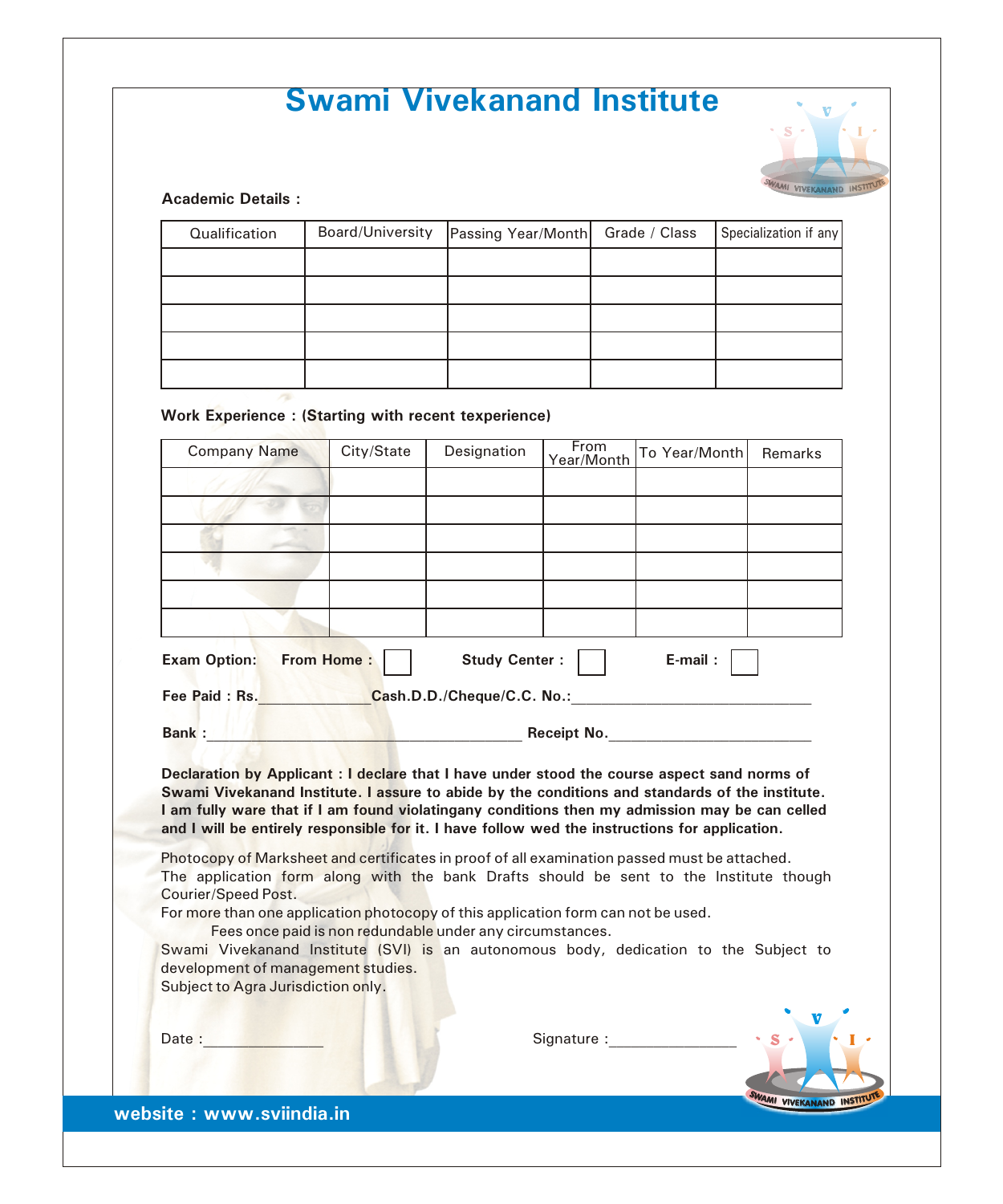# Swami Vivekanand Institute

**Academic Details :**

| Qualification | Board/University | Passing Year/Month | Grade / Class | Specialization if any |
|---|---|---|---|---|
| | | | | |
| | | | | |
| | | | | |
| | | | | |
| | | | | |

**Work Experience : (Starting with recent texperience)**

| Company Name | City/State | Designation | From Year/Month | To Year/Month | Remarks |
|---|---|---|---|---|---|
| | | | | | |
| | | | | | |
| | | | | | |
| | | | | | |
| | | | | | |
| | | | | | |

**Exam Option:** **From Home :** ☐ **Study Center :** ☐ **E-mail :** ☐

**Fee Paid : Rs.**______________ **Cash.D.D./Cheque/C.C. No.:**______________________________

**Bank :**________________________________________ **Receipt No.**_________________________

**Declaration by Applicant : I declare that I have under stood the course aspect sand norms of Swami Vivekanand Institute. I assure to abide by the conditions and standards of the institute. I am fully ware that if I am found violatingany conditions then my admission may be can celled and I will be entirely responsible for it. I have follow wed the instructions for application.**

Photocopy of Marksheet and certificates in proof of all examination passed must be attached.
The application form along with the bank Drafts should be sent to the Institute though Courier/Speed Post.
For more than one application photocopy of this application form can not be used.
Fees once paid is non redundable under any circumstances.
Swami Vivekanand Institute (SVI) is an autonomous body, dedication to the Subject to development of management studies.
Subject to Agra Jurisdiction only.

Date :_______________ Signature :________________

**website : www.sviindia.in**